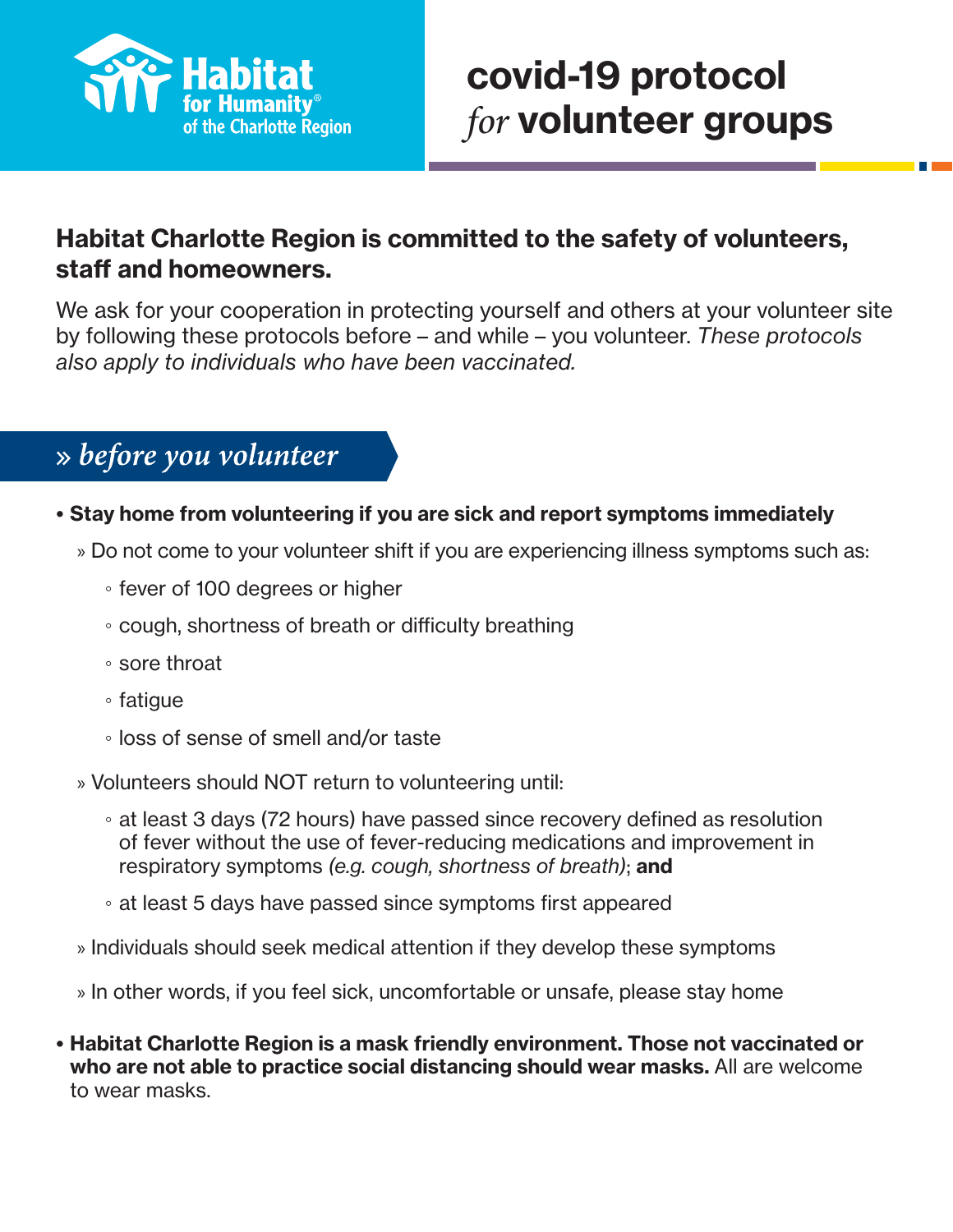Habitat for Humanity® of the Charlotte Region

# covid-19 protocol *for* volunteer groups

## Habitat Charlotte Region is committed to the safety of volunteers, staff and homeowners.

We ask for your cooperation in protecting yourself and others at your volunteer site by following these protocols before – and while – you volunteer. *These protocols also apply to individuals who have been vaccinated.*

## » *before you volunteer*

- **Stay home from volunteering if you are sick and report symptoms immediately**
  - » Do not come to your volunteer shift if you are experiencing illness symptoms such as:
    - fever of 100 degrees or higher
    - cough, shortness of breath or difficulty breathing
    - sore throat
    - fatigue
    - loss of sense of smell and/or taste
  - » Volunteers should NOT return to volunteering until:
    - at least 3 days (72 hours) have passed since recovery defined as resolution of fever without the use of fever-reducing medications and improvement in respiratory symptoms *(e.g. cough, shortness of breath)*; **and**
    - at least 5 days have passed since symptoms first appeared
  - » Individuals should seek medical attention if they develop these symptoms
  - » In other words, if you feel sick, uncomfortable or unsafe, please stay home
- **Habitat Charlotte Region is a mask friendly environment. Those not vaccinated or who are not able to practice social distancing should wear masks.** All are welcome to wear masks.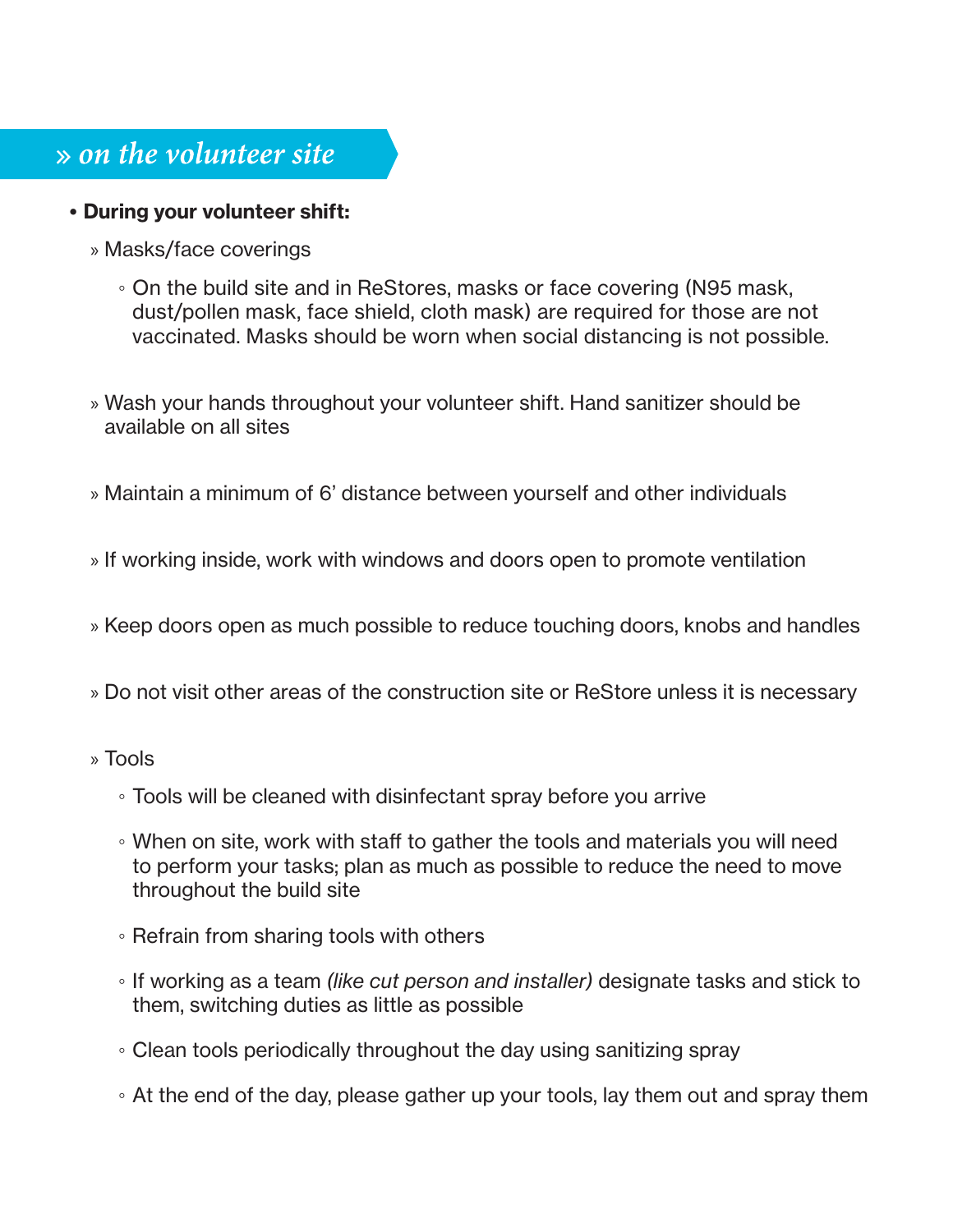## » on the volunteer site

- **During your volunteer shift:**
  - » Masks/face coverings
    - ◦ On the build site and in ReStores, masks or face covering (N95 mask, dust/pollen mask, face shield, cloth mask) are required for those are not vaccinated. Masks should be worn when social distancing is not possible.
  - » Wash your hands throughout your volunteer shift. Hand sanitizer should be available on all sites
  - » Maintain a minimum of 6' distance between yourself and other individuals
  - » If working inside, work with windows and doors open to promote ventilation
  - » Keep doors open as much possible to reduce touching doors, knobs and handles
  - » Do not visit other areas of the construction site or ReStore unless it is necessary
  - » Tools
    - ◦ Tools will be cleaned with disinfectant spray before you arrive
    - ◦ When on site, work with staff to gather the tools and materials you will need to perform your tasks; plan as much as possible to reduce the need to move throughout the build site
    - ◦ Refrain from sharing tools with others
    - ◦ If working as a team *(like cut person and installer)* designate tasks and stick to them, switching duties as little as possible
    - ◦ Clean tools periodically throughout the day using sanitizing spray
    - ◦ At the end of the day, please gather up your tools, lay them out and spray them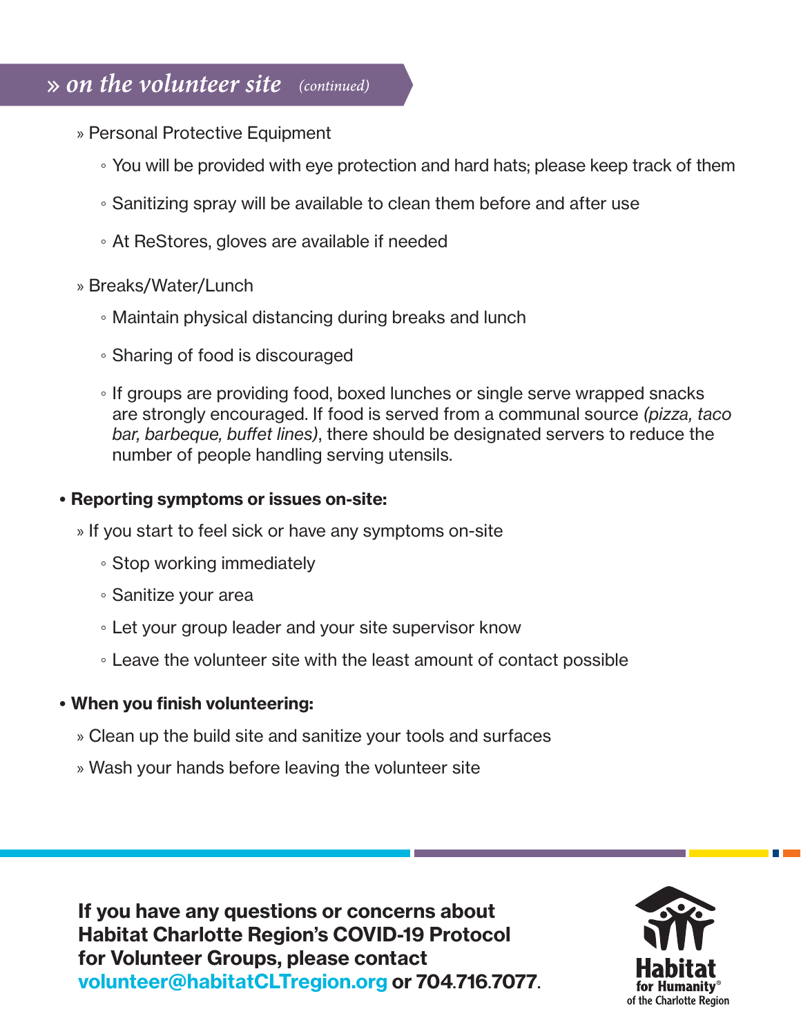## » on the volunteer site *(continued)*

- » Personal Protective Equipment
  - ◦ You will be provided with eye protection and hard hats; please keep track of them
  - ◦ Sanitizing spray will be available to clean them before and after use
  - ◦ At ReStores, gloves are available if needed
- » Breaks/Water/Lunch
  - ◦ Maintain physical distancing during breaks and lunch
  - ◦ Sharing of food is discouraged
  - ◦ If groups are providing food, boxed lunches or single serve wrapped snacks are strongly encouraged. If food is served from a communal source *(pizza, taco bar, barbeque, buffet lines)*, there should be designated servers to reduce the number of people handling serving utensils.

- **Reporting symptoms or issues on-site:**
  - » If you start to feel sick or have any symptoms on-site
    - ◦ Stop working immediately
    - ◦ Sanitize your area
    - ◦ Let your group leader and your site supervisor know
    - ◦ Leave the volunteer site with the least amount of contact possible

- **When you finish volunteering:**
  - » Clean up the build site and sanitize your tools and surfaces
  - » Wash your hands before leaving the volunteer site

**If you have any questions or concerns about Habitat Charlotte Region's COVID-19 Protocol for Volunteer Groups, please contact volunteer@habitatCLTregion.org or 704.716.7077.**

Habitat for Humanity® of the Charlotte Region